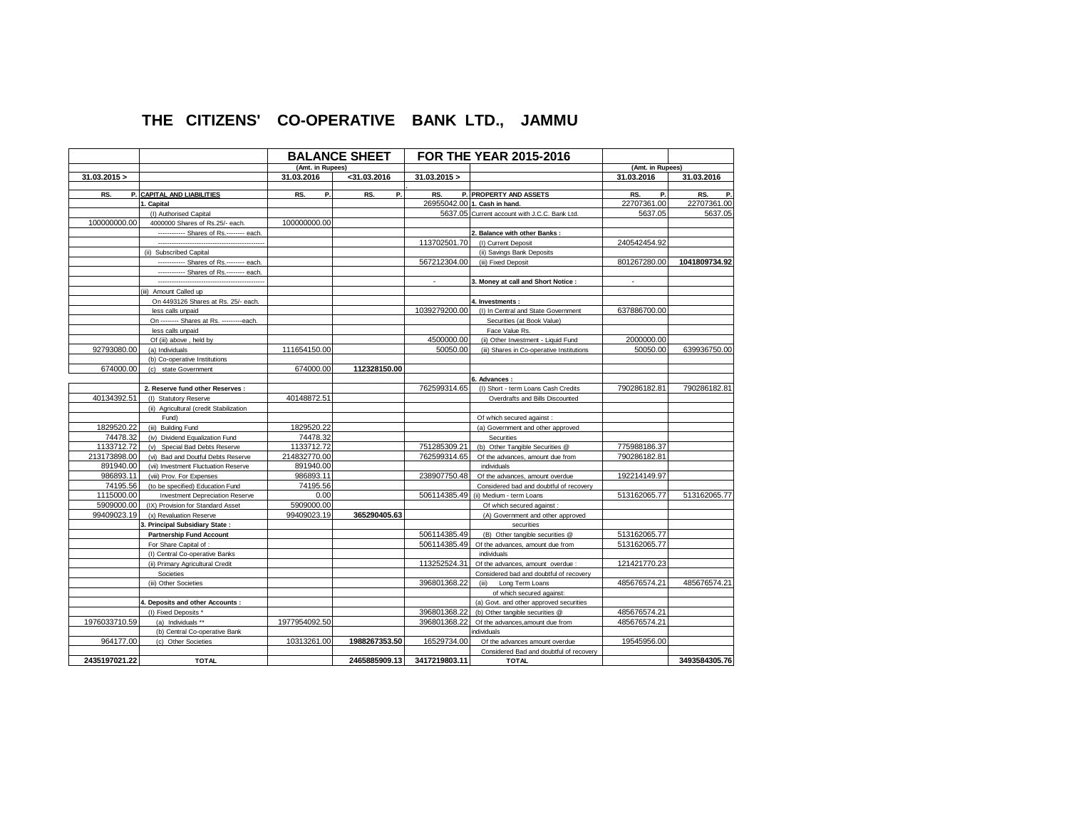# THE CITIZENS' CO-OPERATIVE BANK LTD., JAMMU

| | | BALANCE SHEET | | FOR THE YEAR 2015-2016 | | | |
|---|---|---|---|---|---|---|---|
| | | (Amt. in Rupees) | | | | (Amt. in Rupees) | |
| 31.03.2015 > | | 31.03.2016 | <31.03.2016 | 31.03.2015 > | | 31.03.2016 | 31.03.2016 |
| RS. P. | CAPITAL AND LIABILITIES | RS. P. | RS. P. | RS. P. | PROPERTY AND ASSETS | RS. P. | RS. P. |
| | 1. Capital | | | 26955042.00 | 1. Cash in hand. | 22707361.00 | 22707361.00 |
| | (I) Authorised Capital | | | 5637.05 | Current account with J.C.C. Bank Ltd. | 5637.05 | 5637.05 |
| 100000000.00 | 4000000 Shares of Rs.25/- each. | 100000000.00 | | | | | |
| | ------------ Shares of Rs.-------- each. | | | | 2. Balance with other Banks : | | |
| | ------------------------------------------------ | | | 113702501.70 | (I) Current Deposit | 240542454.92 | |
| | (ii) Subscribed Capital | | | | (ii) Savings Bank Deposits | | |
| | ------------ Shares of Rs.-------- each. | | | 567212304.00 | (iii) Fixed Deposit | 801267280.00 | **1041809734.92** |
| | ------------ Shares of Rs.-------- each. | | | | | | |
| | ------------------------------------------------ | | | - | 3. Money at call and Short Notice : | - | |
| | (iii) Amount Called up | | | | | | |
| | On 4493126 Shares at Rs. 25/- each. | | | | 4. Investments : | | |
| | less calls unpaid | | | 1039279200.00 | (I) In Central and State Government | 637886700.00 | |
| | On -------- Shares at Rs. ---------each. | | | | Securities (at Book Value) | | |
| | less calls unpaid | | | | Face Value Rs. | | |
| | Of (iii) above , held by | | | 4500000.00 | (ii) Other Investment - Liquid Fund | 2000000.00 | |
| 92793080.00 | (a) Individuals | 111654150.00 | | 50050.00 | (iii) Shares in Co-operative Institutions | 50050.00 | 639936750.00 |
| | (b) Co-operative Institutions | | | | | | |
| 674000.00 | (c) state Government | 674000.00 | 112328150.00 | | | | |
| | | | | | 6. Advances : | | |
| | 2. Reserve fund other Reserves : | | | 762599314.65 | (I) Short - term Loans Cash Credits | 790286182.81 | 790286182.81 |
| 40134392.51 | (I) Statutory Reserve | 40148872.51 | | | Overdrafts and Bills Discounted | | |
| | (ii) Agricultural (credit Stabilization | | | | | | |
| | Fund) | | | | Of which secured against : | | |
| 1829520.22 | (iii) Building Fund | 1829520.22 | | | (a) Government and other approved | | |
| 74478.32 | (iv) Dividend Equalization Fund | 74478.32 | | | Securities | | |
| 1133712.72 | (v) Special Bad Debts Reserve | 1133712.72 | | 751285309.21 | (b) Other Tangible Securities @ | 775988186.37 | |
| 213173898.00 | (vi) Bad and Doutful Debts Reserve | 214832770.00 | | 762599314.65 | Of the advances, amount due from | 790286182.81 | |
| 891940.00 | (vii) Investment Fluctuation Reserve | 891940.00 | | | individuals | | |
| 986893.11 | (viii) Prov. For Expenses | 986893.11 | | 238907750.48 | Of the advances, amount overdue | 192214149.97 | |
| 74195.56 | (to be specified) Education Fund | 74195.56 | | | Considered bad and doubtful of recovery | | |
| 1115000.00 | Investment Depreciation Reserve | 0.00 | | 506114385.49 | (ii) Medium - term Loans | 513162065.77 | 513162065.77 |
| 5909000.00 | (IX) Provision for Standard Asset | 5909000.00 | | | Of which secured against : | | |
| 99409023.19 | (x) Revaluation Reserve | 99409023.19 | 365290405.63 | | (A) Government and other approved | | |
| | 3. Principal Subsidiary State : | | | | securities | | |
| | Partnership Fund Account | | | 506114385.49 | (B) Other tangible securities @ | 513162065.77 | |
| | For Share Capital of : | | | 506114385.49 | Of the advances, amount due from | 513162065.77 | |
| | (I) Central Co-operative Banks | | | | individuals | | |
| | (ii) Primary Agricultural Credit | | | 113252524.31 | Of the advances, amount overdue : | 121421770.23 | |
| | Societies | | | | Considered bad and doubtful of recovery | | |
| | (iii) Other Societies | | | 396801368.22 | (iii) Long Term Loans | 485676574.21 | 485676574.21 |
| | | | | | of which secured against: | | |
| | 4. Deposits and other Accounts : | | | | (a) Govt. and other approved securities | | |
| | (I) Fixed Deposits * | | | 396801368.22 | (b) Other tangible securities @ | 485676574.21 | |
| 1976033710.59 | (a) Individuals ** | 1977954092.50 | | 396801368.22 | Of the advances,amount due from | 485676574.21 | |
| | (b) Central Co-operative Bank | | | | individuals | | |
| 964177.00 | (c) Other Societies | 10313261.00 | 1988267353.50 | 16529734.00 | Of the advances amount overdue | 19545956.00 | |
| | | | | | Considered Bad and doubtful of recovery | | |
| 2435197021.22 | TOTAL | | 2465885909.13 | 3417219803.11 | TOTAL | | 3493584305.76 |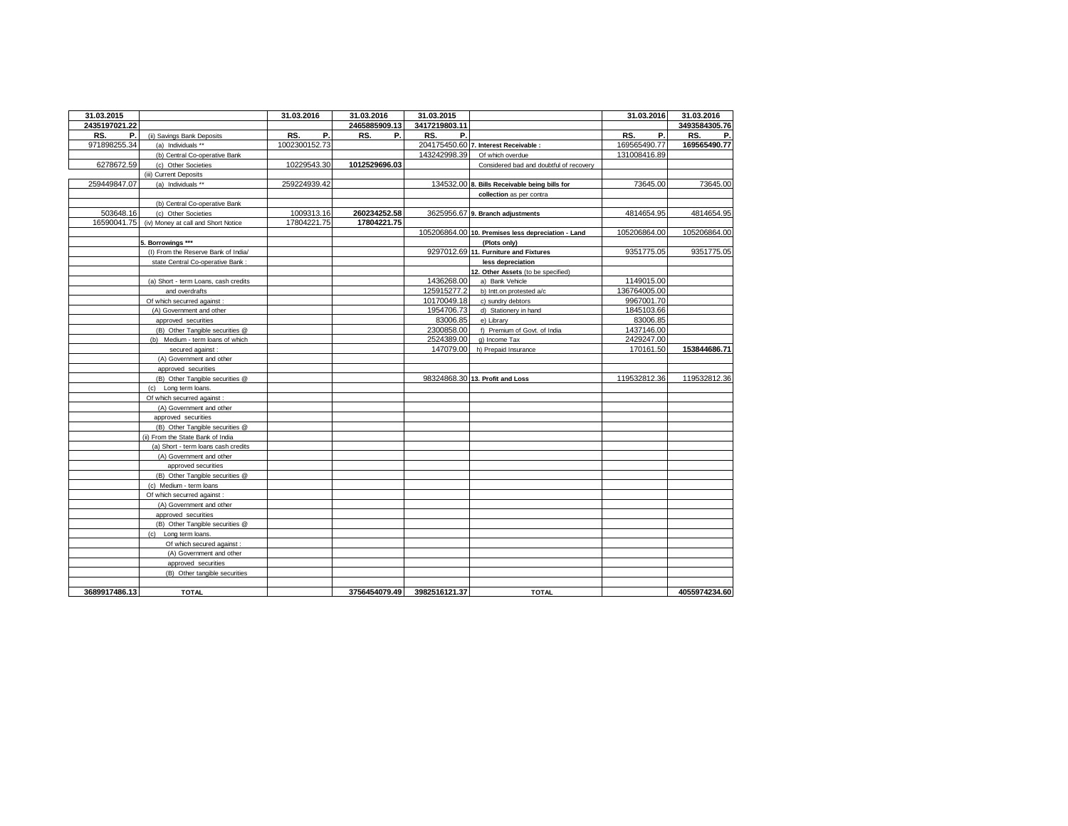| 31.03.2015 | | 31.03.2016 | 31.03.2016 | 31.03.2015 | | 31.03.2016 | 31.03.2016 |
|---|---|---|---|---|---|---|---|
| 2435197021.22 | | | 2465885909.13 | 3417219803.11 | | | 3493584305.76 |
| RS. P. | (ii) Savings Bank Deposits | RS. P. | RS. P. | RS. P. | | RS. P. | RS. P. |
| 971898255.34 | (a) Individuals ** | 1002300152.73 | | 204175450.60 | **7. Interest Receivable :** | 169565490.77 | **169565490.77** |
| | (b) Central Co-operative Bank | | | 143242998.39 | Of which overdue | 131008416.89 | |
| 6278672.59 | (c) Other Societies | 10229543.30 | **1012529696.03** | | Considered bad and doubtful of recovery | | |
| | (iii) Current Deposits | | | | | | |
| 259449847.07 | (a) Individuals ** | 259224939.42 | | 134532.00 | **8. Bills Receivable being bills for** | 73645.00 | 73645.00 |
| | | | | | **collection** as per contra | | |
| | (b) Central Co-operative Bank | | | | | | |
| 503648.16 | (c) Other Societies | 1009313.16 | **260234252.58** | 3625956.67 | **9. Branch adjustments** | 4814654.95 | 4814654.95 |
| 16590041.75 | (iv) Money at call and Short Notice | 17804221.75 | **17804221.75** | | | | |
| | | | | 105206864.00 | **10. Premises less depreciation - Land** | 105206864.00 | 105206864.00 |
| | **5. Borrowings \*\*\*** | | | | **(Plots only)** | | |
| | (I) From the Reserve Bank of India/ | | | 9297012.69 | **11. Furniture and Fixtures** | 9351775.05 | 9351775.05 |
| | state Central Co-operative Bank : | | | | **less depreciation** | | |
| | | | | | **12. Other Assets** (to be specified) | | |
| | (a) Short - term Loans, cash credits | | | 1436268.00 | a) Bank Vehicle | 1149015.00 | |
| | and overdrafts | | | 125915277.2 | b) Intt.on protested a/c | 136764005.00 | |
| | Of which securred against : | | | 10170049.18 | c) sundry debtors | 9967001.70 | |
| | (A) Government and other | | | 1954706.73 | d) Stationery in hand | 1845103.66 | |
| | approved securities | | | 83006.85 | e) Library | 83006.85 | |
| | (B) Other Tangible securities @ | | | 2300858.00 | f) Premium of Govt. of India | 1437146.00 | |
| | (b) Medium - term loans of which | | | 2524389.00 | g) Income Tax | 2429247.00 | |
| | secured against : | | | 147079.00 | h) Prepaid Insurance | 170161.50 | **153844686.71** |
| | (A) Government and other | | | | | | |
| | approved securities | | | | | | |
| | (B) Other Tangible securities @ | | | 98324868.30 | **13. Profit and Loss** | 119532812.36 | 119532812.36 |
| | (c) Long term loans. | | | | | | |
| | Of which securred against : | | | | | | |
| | (A) Government and other | | | | | | |
| | approved securities | | | | | | |
| | (B) Other Tangible securities @ | | | | | | |
| | (ii) From the State Bank of India | | | | | | |
| | (a) Short - term loans cash credits | | | | | | |
| | (A) Government and other | | | | | | |
| | approved securities | | | | | | |
| | (B) Other Tangible securities @ | | | | | | |
| | (c) Medium - term loans | | | | | | |
| | Of which securred against : | | | | | | |
| | (A) Government and other | | | | | | |
| | approved securities | | | | | | |
| | (B) Other Tangible securities @ | | | | | | |
| | (c) Long term loans. | | | | | | |
| | Of which secured against : | | | | | | |
| | (A) Government and other | | | | | | |
| | approved securities | | | | | | |
| | (B) Other tangible securities | | | | | | |
| | | | | | | | |
| **3689917486.13** | **TOTAL** | | **3756454079.49** | **3982516121.37** | **TOTAL** | | **4055974234.60** |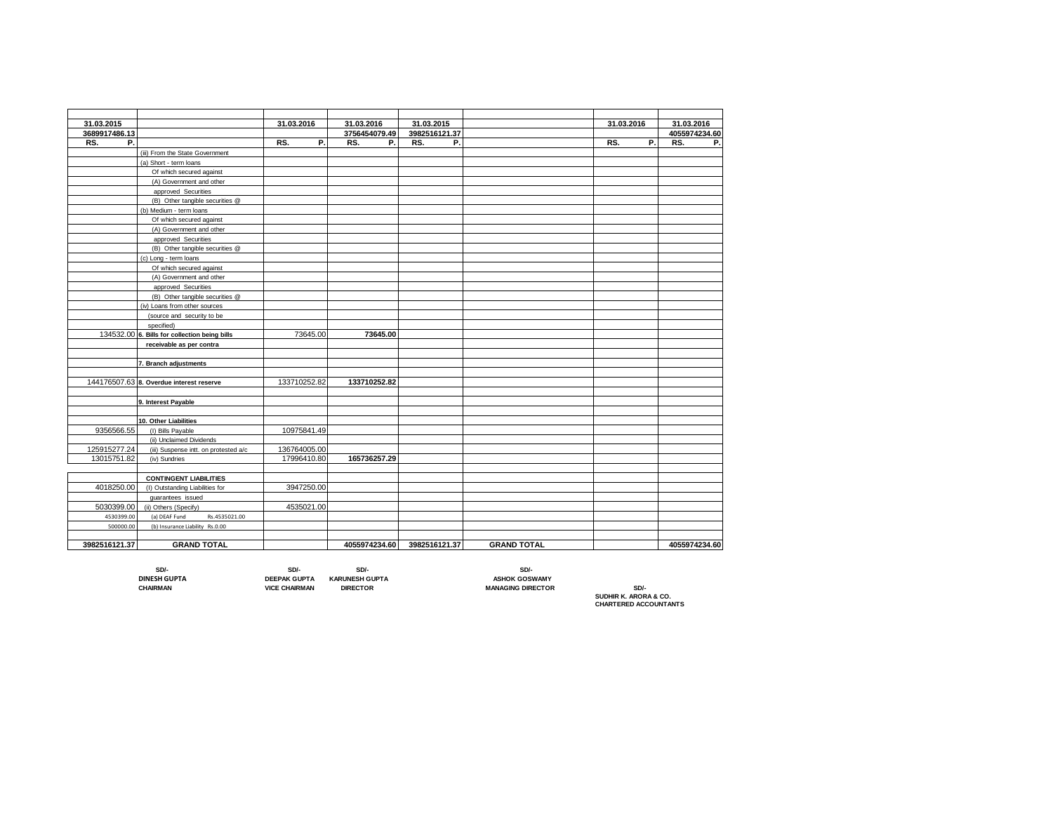| 31.03.2015 | | 31.03.2016 | 31.03.2016 | 31.03.2015 | | 31.03.2016 | 31.03.2016 |
|---|---|---|---|---|---|---|---|
| 3689917486.13 | | | 3756454079.49 | 3982516121.37 | | | 4055974234.60 |
| RS. P. | | RS. P. | RS. P. | RS. P. | | RS. P. | RS. P. |
| | (iii) From the State Government | | | | | | |
| | (a) Short - term loans | | | | | | |
| | Of which secured against | | | | | | |
| | (A) Government and other | | | | | | |
| | approved Securities | | | | | | |
| | (B) Other tangible securities @ | | | | | | |
| | (b) Medium - term loans | | | | | | |
| | Of which secured against | | | | | | |
| | (A) Government and other | | | | | | |
| | approved Securities | | | | | | |
| | (B) Other tangible securities @ | | | | | | |
| | (c) Long - term loans | | | | | | |
| | Of which secured against | | | | | | |
| | (A) Government and other | | | | | | |
| | approved Securities | | | | | | |
| | (B) Other tangible securities @ | | | | | | |
| | (iv) Loans from other sources | | | | | | |
| | (source and security to be | | | | | | |
| | specified) | | | | | | |
| 134532.00 | **6. Bills for collection being bills** | 73645.00 | **73645.00** | | | | |
| | **receivable as per contra** | | | | | | |
| | | | | | | | |
| | **7. Branch adjustments** | | | | | | |
| | | | | | | | |
| 144176507.63 | **8. Overdue interest reserve** | 133710252.82 | **133710252.82** | | | | |
| | | | | | | | |
| | **9. Interest Payable** | | | | | | |
| | | | | | | | |
| | **10. Other Liabilities** | | | | | | |
| 9356566.55 | (I) Bills Payable | 10975841.49 | | | | | |
| | (ii) Unclaimed Dividends | | | | | | |
| 125915277.24 | (iii) Suspense intt. on protested a/c | 136764005.00 | | | | | |
| 13015751.82 | (iv) Sundries | 17996410.80 | **165736257.29** | | | | |
| | | | | | | | |
| | **CONTINGENT LIABILITIES** | | | | | | |
| 4018250.00 | (I) Outstanding Liabilities for | 3947250.00 | | | | | |
| | guarantees issued | | | | | | |
| 5030399.00 | (ii) Others (Specify) | 4535021.00 | | | | | |
| 4530399.00 | (a) DEAF Fund Rs.4535021.00 | | | | | | |
| 500000.00 | (b) Insurance Liability Rs.0.00 | | | | | | |
| | | | | | | | |
| **3982516121.37** | **GRAND TOTAL** | | **4055974234.60** | **3982516121.37** | **GRAND TOTAL** | | **4055974234.60** |

**SD/-**
**DINESH GUPTA**
**CHAIRMAN**

**SD/-**
**DEEPAK GUPTA**
**VICE CHAIRMAN**

**SD/-**
**KARUNESH GUPTA**
**DIRECTOR**

**SD/-**
**ASHOK GOSWAMY**
**MANAGING DIRECTOR**

**SD/-**
**SUDHIR K. ARORA & CO.**
**CHARTERED ACCOUNTANTS**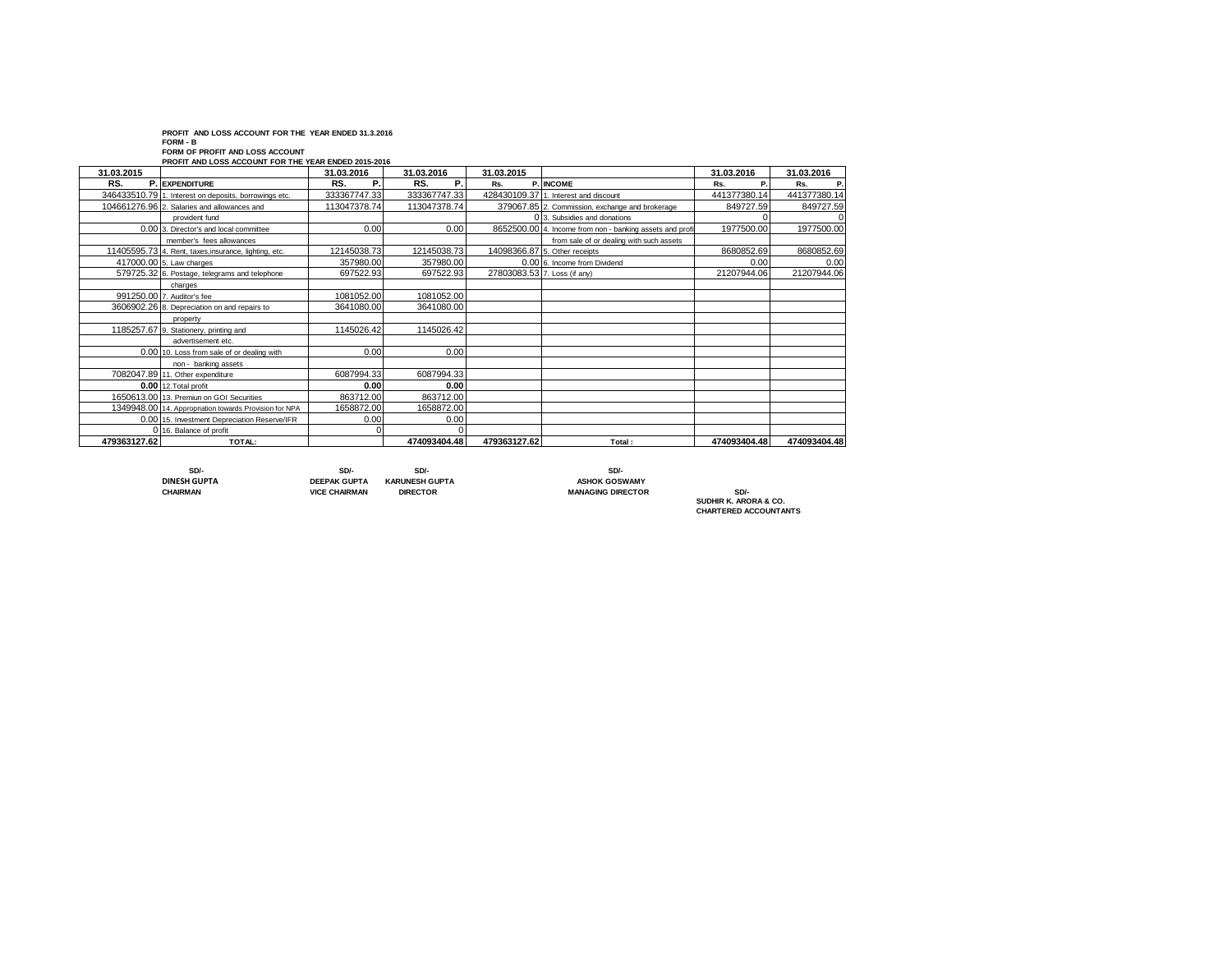**PROFIT AND LOSS ACCOUNT FOR THE YEAR ENDED 31.3.2016**

**FORM - B**

**FORM OF PROFIT AND LOSS ACCOUNT**

**PROFIT AND LOSS ACCOUNT FOR THE YEAR ENDED 2015-2016**

| 31.03.2015 | | 31.03.2016 | 31.03.2016 | 31.03.2015 | | 31.03.2016 | 31.03.2016 |
|---|---|---|---|---|---|---|---|
| RS. P. | EXPENDITURE | RS. P. | RS. P. | Rs. P. | INCOME | Rs. P. | Rs. P. |
| 346433510.79 | 1. Interest on deposits, borrowings etc. | 333367747.33 | 333367747.33 | 428430109.37 | 1. Interest and discount | 441377380.14 | 441377380.14 |
| 104661276.96 | 2. Salaries and allowances and | 113047378.74 | 113047378.74 | 379067.85 | 2. Commission, exchange and brokerage | 849727.59 | 849727.59 |
| | provident fund | | | 0 | 3. Subsidies and donations | 0 | 0 |
| 0.00 | 3. Director's and local committee | 0.00 | 0.00 | 8652500.00 | 4. Income from non - banking assets and profit | 1977500.00 | 1977500.00 |
| | member's fees allowances | | | | from sale of or dealing with such assets | | |
| 11405595.73 | 4. Rent, taxes,insurance, lighting, etc. | 12145038.73 | 12145038.73 | 14098366.87 | 5. Other receipts | 8680852.69 | 8680852.69 |
| 417000.00 | 5. Law charges | 357980.00 | 357980.00 | 0.00 | 6. Income from Dividend | 0.00 | 0.00 |
| 579725.32 | 6. Postage, telegrams and telephone | 697522.93 | 697522.93 | 27803083.53 | 7. Loss (if any) | 21207944.06 | 21207944.06 |
| | charges | | | | | | |
| 991250.00 | 7. Auditor's fee | 1081052.00 | 1081052.00 | | | | |
| 3606902.26 | 8. Depreciation on and repairs to | 3641080.00 | 3641080.00 | | | | |
| | property | | | | | | |
| 1185257.67 | 9. Stationery, printing and | 1145026.42 | 1145026.42 | | | | |
| | advertisement etc. | | | | | | |
| 0.00 | 10. Loss from sale of or dealing with | 0.00 | 0.00 | | | | |
| | non - banking assets | | | | | | |
| 7082047.89 | 11. Other expenditure | 6087994.33 | 6087994.33 | | | | |
| **0.00** | 12.Total profit | **0.00** | **0.00** | | | | |
| 1650613.00 | 13. Premiun on GOI Securities | 863712.00 | 863712.00 | | | | |
| 1349948.00 | 14. Appropriation towards Provision for NPA | 1658872.00 | 1658872.00 | | | | |
| 0.00 | 15. Investment Depreciation Reserve/IFR | 0.00 | 0.00 | | | | |
| 0 | 16. Balance of profit | 0 | 0 | | | | |
| **479363127.62** | **TOTAL:** | | **474093404.48** | **479363127.62** | **Total :** | **474093404.48** | **474093404.48** |

| SD/- | SD/- | SD/- | SD/- | |
|---|---|---|---|---|
| **DINESH GUPTA** | **DEEPAK GUPTA** | **KARUNESH GUPTA** | **ASHOK GOSWAMY** | |
| **CHAIRMAN** | **VICE CHAIRMAN** | **DIRECTOR** | **MANAGING DIRECTOR** | **SD/-** |
| | | | | **SUDHIR K. ARORA & CO.** |
| | | | | **CHARTERED ACCOUNTANTS** |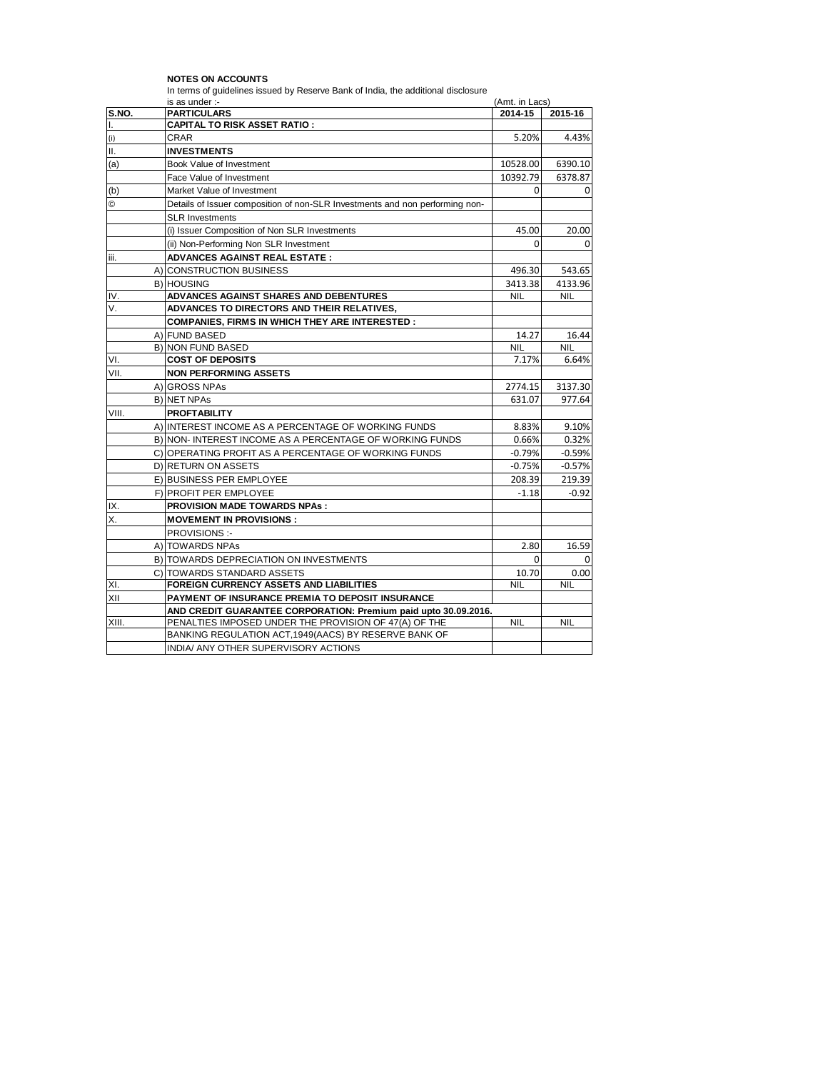**NOTES ON ACCOUNTS**

In terms of guidelines issued by Reserve Bank of India, the additional disclosure is as under :-

(Amt. in Lacs)

| S.NO. | | PARTICULARS | 2014-15 | 2015-16 |
|---|---|---|---|---|
| I. | | **CAPITAL TO RISK ASSET RATIO :** | | |
| (i) | | CRAR | 5.20% | 4.43% |
| II. | | **INVESTMENTS** | | |
| (a) | | Book Value of Investment | 10528.00 | 6390.10 |
| | | Face Value of Investment | 10392.79 | 6378.87 |
| (b) | | Market Value of Investment | 0 | 0 |
| © | | Details of Issuer composition of non-SLR Investments and non performing non-SLR Investments | | |
| | | (i) Issuer Composition of Non SLR Investments | 45.00 | 20.00 |
| | | (ii) Non-Performing Non SLR Investment | 0 | 0 |
| iii. | | **ADVANCES AGAINST REAL ESTATE :** | | |
| | A) | CONSTRUCTION BUSINESS | 496.30 | 543.65 |
| | B) | HOUSING | 3413.38 | 4133.96 |
| IV. | | **ADVANCES AGAINST SHARES AND DEBENTURES** | NIL | NIL |
| V. | | **ADVANCES TO DIRECTORS AND THEIR RELATIVES,** | | |
| | | **COMPANIES, FIRMS IN WHICH THEY ARE INTERESTED :** | | |
| | A) | FUND BASED | 14.27 | 16.44 |
| | B) | NON FUND BASED | NIL | NIL |
| VI. | | **COST OF DEPOSITS** | 7.17% | 6.64% |
| VII. | | **NON PERFORMING ASSETS** | | |
| | A) | GROSS NPAs | 2774.15 | 3137.30 |
| | B) | NET NPAs | 631.07 | 977.64 |
| VIII. | | **PROFTABILITY** | | |
| | A) | INTEREST INCOME AS A PERCENTAGE OF WORKING FUNDS | 8.83% | 9.10% |
| | B) | NON- INTEREST INCOME AS A PERCENTAGE OF WORKING FUNDS | 0.66% | 0.32% |
| | C) | OPERATING PROFIT AS A PERCENTAGE OF WORKING FUNDS | -0.79% | -0.59% |
| | D) | RETURN ON ASSETS | -0.75% | -0.57% |
| | E) | BUSINESS PER EMPLOYEE | 208.39 | 219.39 |
| | F) | PROFIT PER EMPLOYEE | -1.18 | -0.92 |
| IX. | | **PROVISION MADE TOWARDS NPAs :** | | |
| X. | | **MOVEMENT IN PROVISIONS :** | | |
| | | PROVISIONS :- | | |
| | A) | TOWARDS NPAs | 2.80 | 16.59 |
| | B) | TOWARDS DEPRECIATION ON INVESTMENTS | 0 | 0 |
| | C) | TOWARDS STANDARD ASSETS | 10.70 | 0.00 |
| XI. | | **FOREIGN CURRENCY ASSETS AND LIABILITIES** | NIL | NIL |
| XII | | **PAYMENT OF INSURANCE PREMIA TO DEPOSIT INSURANCE** | | |
| | | **AND CREDIT GUARANTEE CORPORATION: Premium paid upto 30.09.2016.** | | |
| XIII. | | PENALTIES IMPOSED UNDER THE PROVISION OF 47(A) OF THE | NIL | NIL |
| | | BANKING REGULATION ACT,1949(AACS) BY RESERVE BANK OF | | |
| | | INDIA/ ANY OTHER SUPERVISORY ACTIONS | | |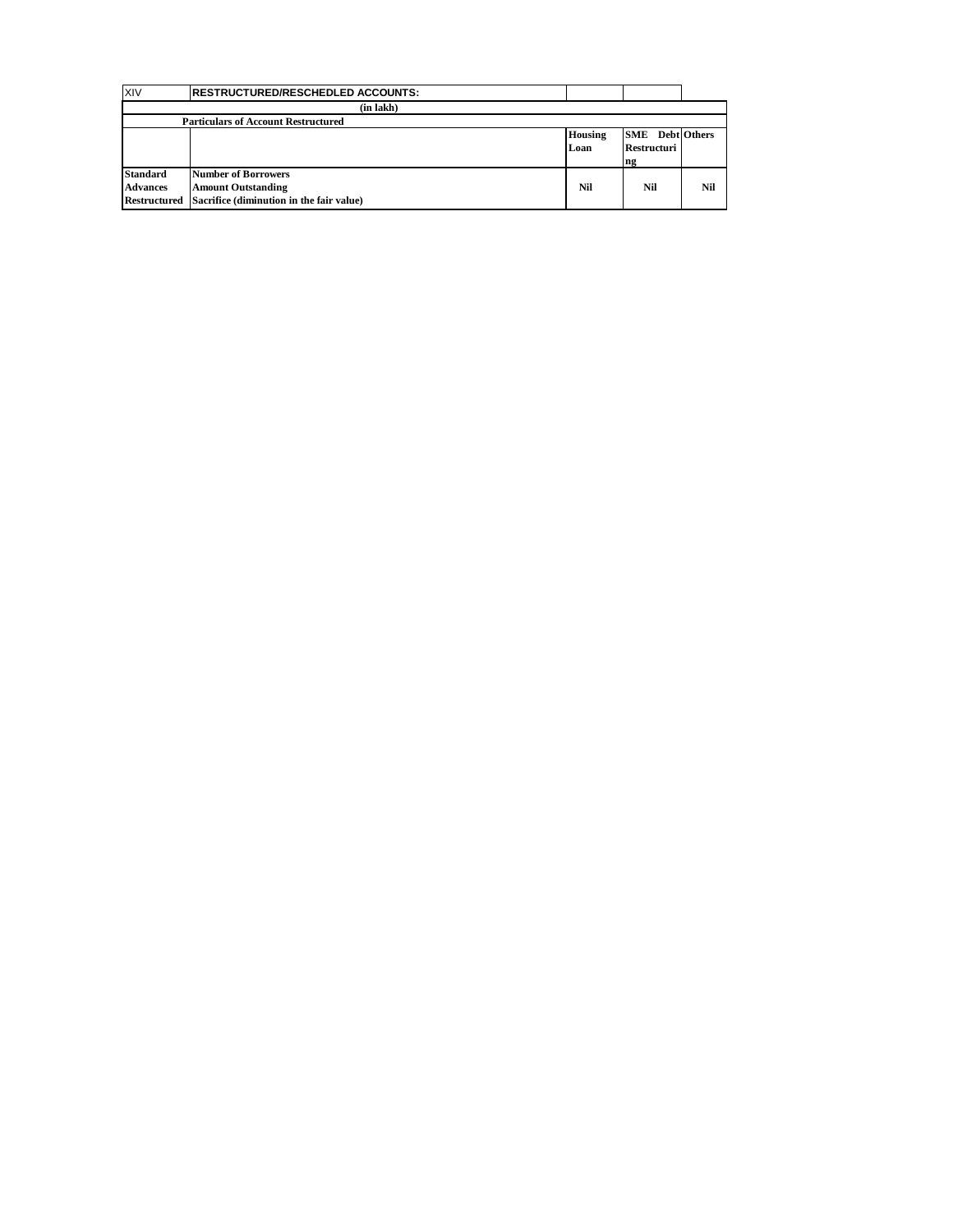| XIV | RESTRUCTURED/RESCHEDLED ACCOUNTS: | | | |
|---|---|---|---|---|
| (in lakh) | | | | |
| Particulars of Account Restructured | | | | |
| | | **Housing Loan** | **SME Debt Restructuring** | **Others** |
| **Standard Advances Restructured** | **Number of Borrowers**<br>**Amount Outstanding**<br>**Sacrifice (diminution in the fair value)** | **Nil** | **Nil** | **Nil** |